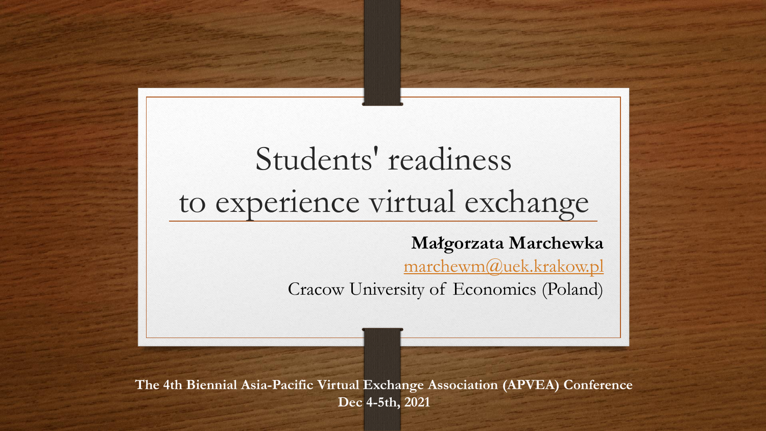# Students' readiness to experience virtual exchange

**Małgorzata Marchewka**

marchewm@uek.krakow.pl

Cracow University of Economics (Poland)

**The 4th Biennial Asia-Pacific Virtual Exchange Association (APVEA) Conference**
**Dec 4-5th, 2021**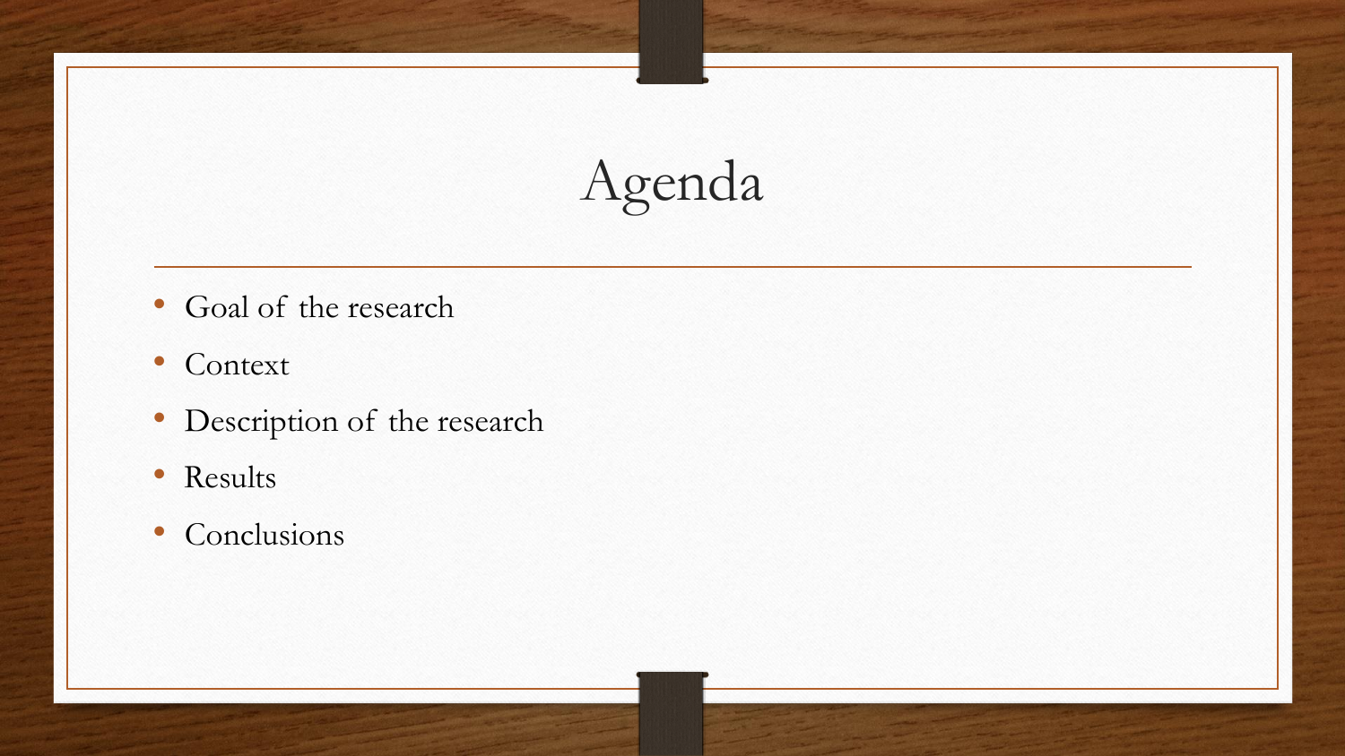# Agenda

- Goal of the research
- Context
- Description of the research
- Results
- Conclusions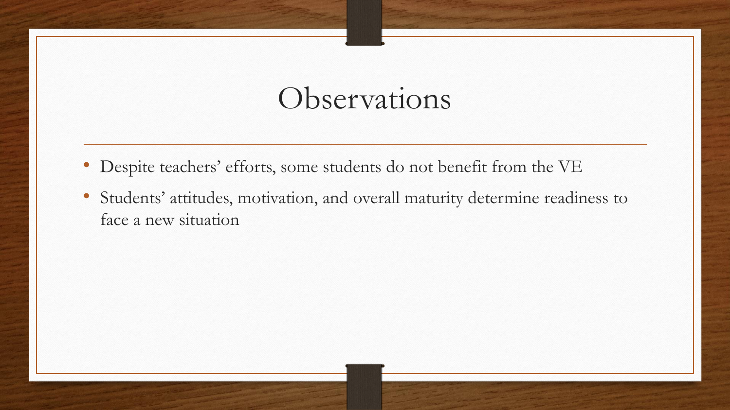# Observations

- Despite teachers' efforts, some students do not benefit from the VE
- Students' attitudes, motivation, and overall maturity determine readiness to face a new situation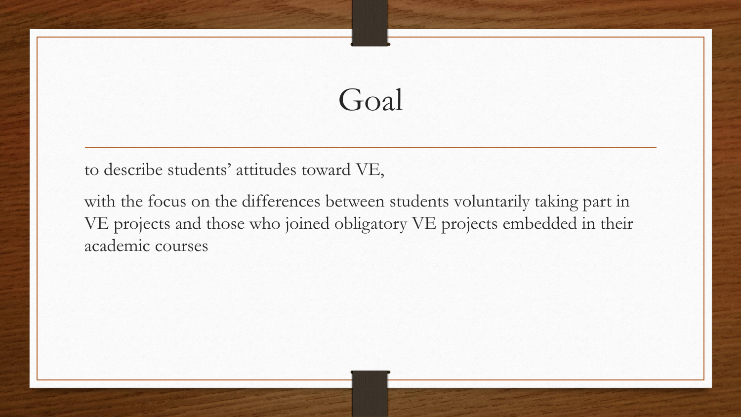# Goal

to describe students' attitudes toward VE,

with the focus on the differences between students voluntarily taking part in VE projects and those who joined obligatory VE projects embedded in their academic courses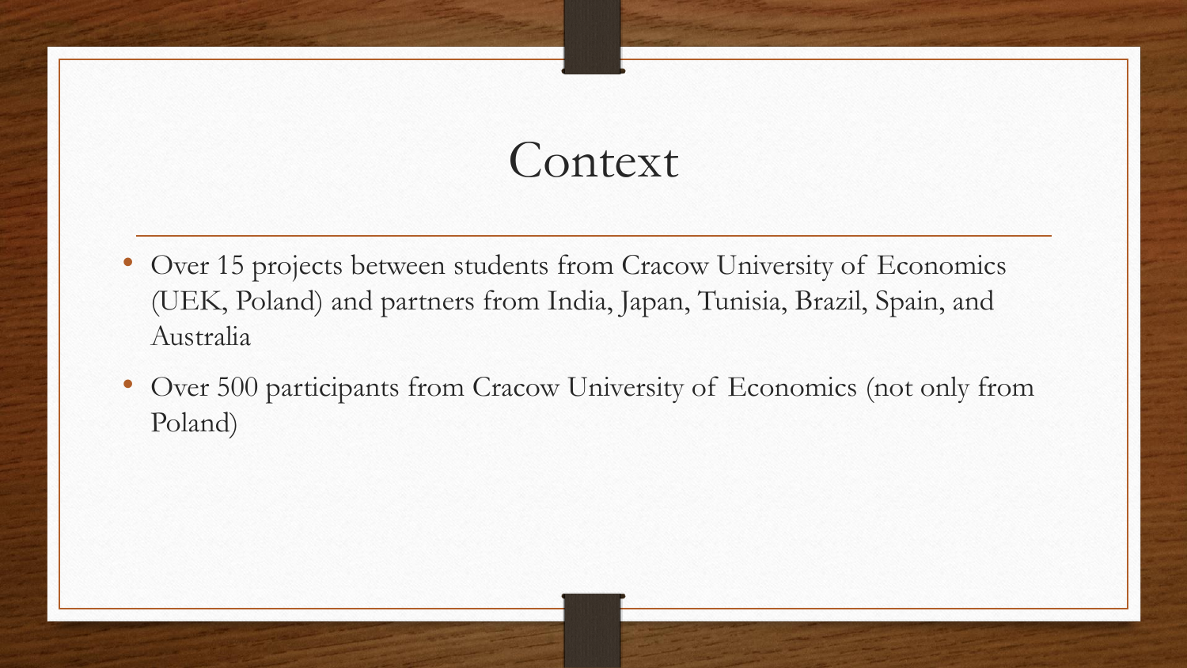# Context

- Over 15 projects between students from Cracow University of Economics (UEK, Poland) and partners from India, Japan, Tunisia, Brazil, Spain, and Australia
- Over 500 participants from Cracow University of Economics (not only from Poland)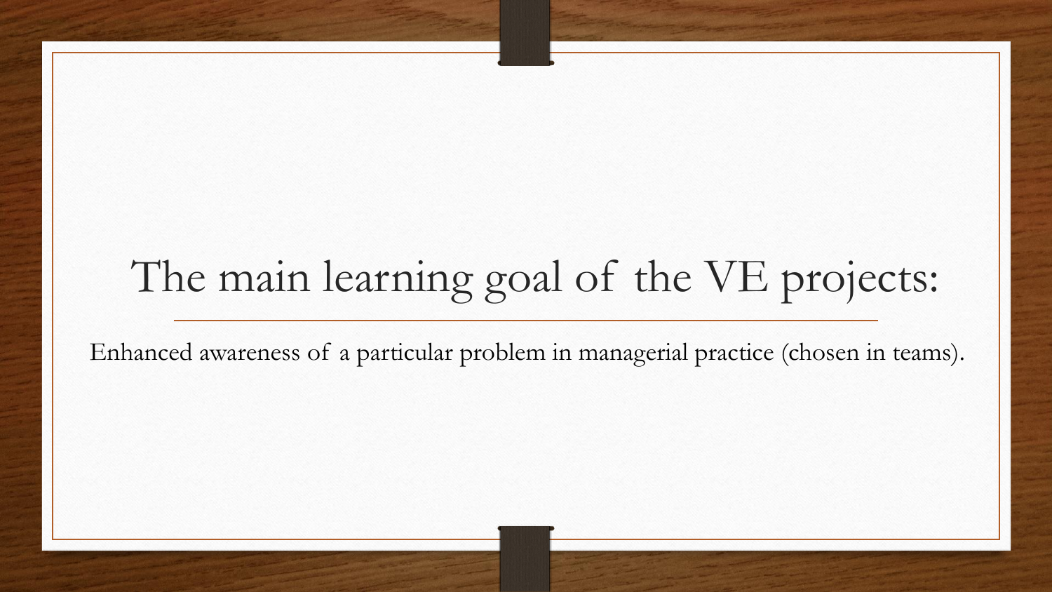# The main learning goal of the VE projects:

Enhanced awareness of a particular problem in managerial practice (chosen in teams).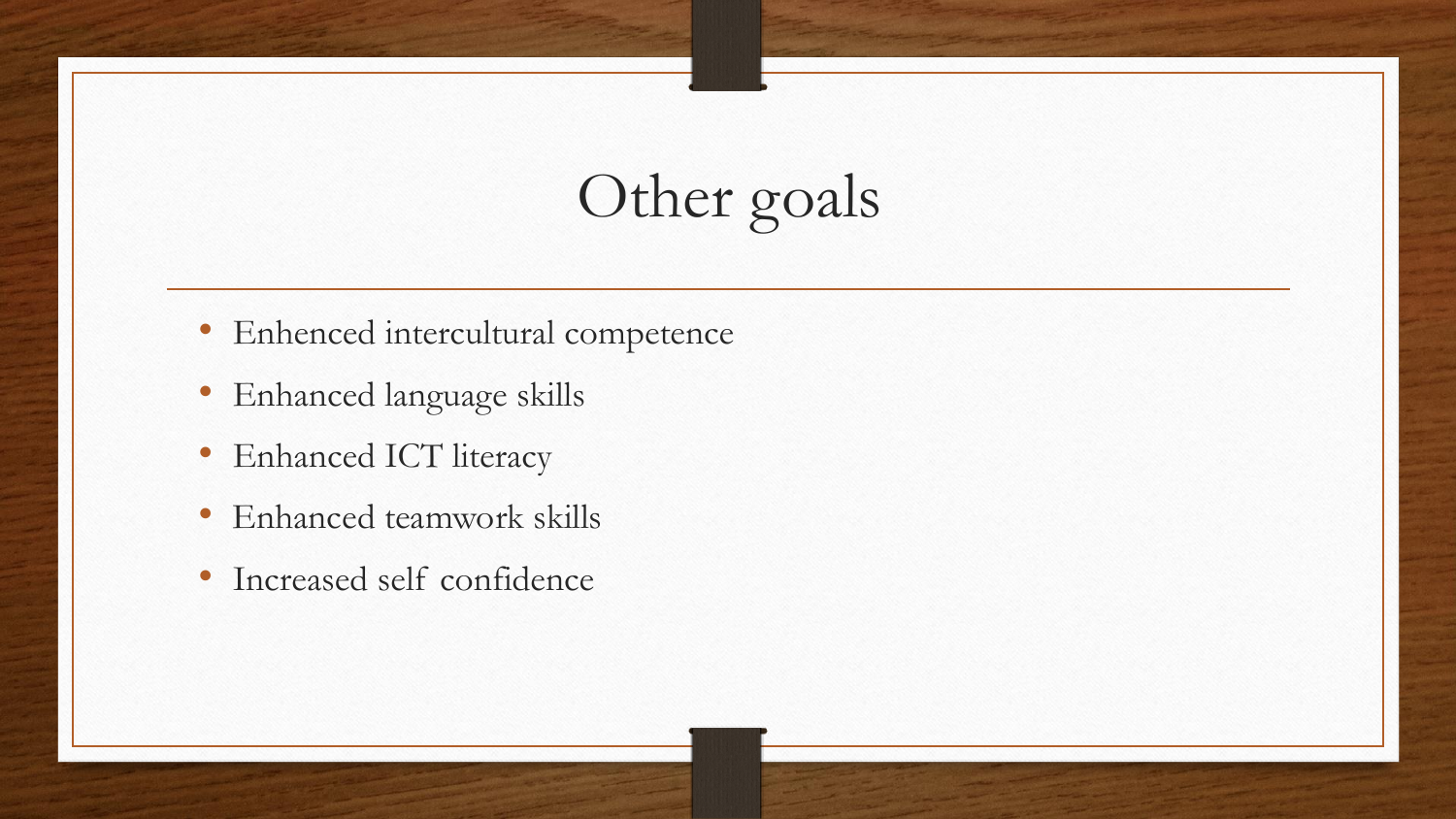# Other goals

- Enhenced intercultural competence
- Enhanced language skills
- Enhanced ICT literacy
- Enhanced teamwork skills
- Increased self confidence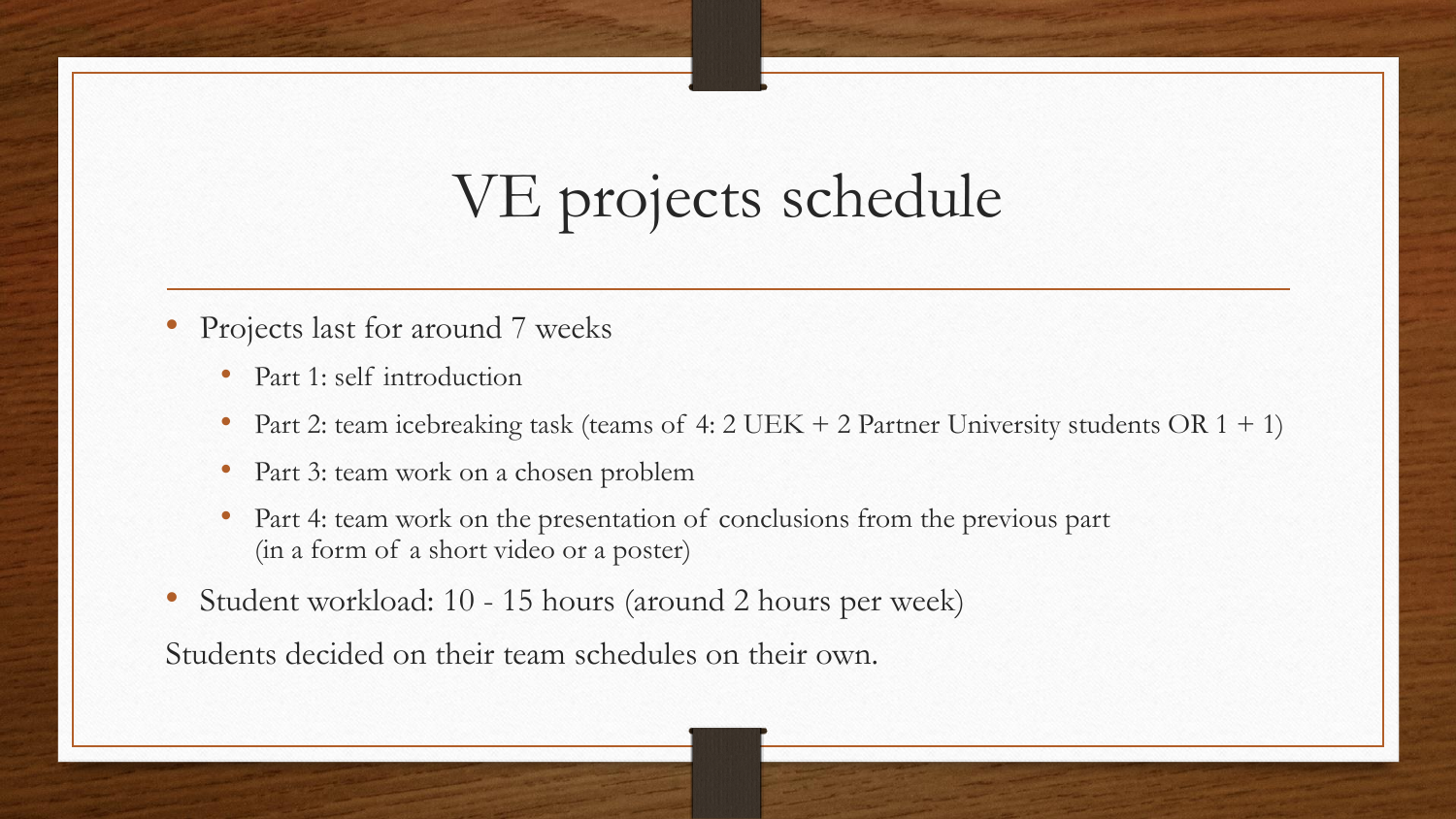# VE projects schedule

- Projects last for around 7 weeks
  - Part 1: self introduction
  - Part 2: team icebreaking task (teams of 4: 2 UEK + 2 Partner University students OR 1 + 1)
  - Part 3: team work on a chosen problem
  - Part 4: team work on the presentation of conclusions from the previous part (in a form of a short video or a poster)
- Student workload: 10 - 15 hours (around 2 hours per week)

Students decided on their team schedules on their own.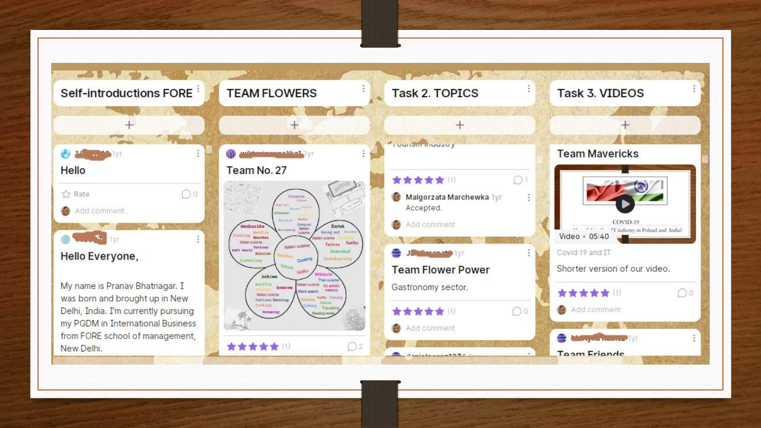## Self-introductions FORE

**Hello**

Rate

Add comment

**Hello Everyone,**

My name is Pranav Bhatnagar. I was born and brought up in New Delhi, India. I'm currently pursuing my PGDM in International Business from FORE school of management, New Delhi.

## TEAM FLOWERS

**Team No. 27**

## Task 2. TOPICS

Tourism industry

Malgorzata Marchewka 1yr
Accepted.

Add comment

**Team Flower Power**

Gastronomy sector.

Add comment

## Task 3. VIDEOS

**Team Mavericks**

Video • 05:40

Covid 19 and IT

Shorter version of our video.

Add comment

**Team Friends**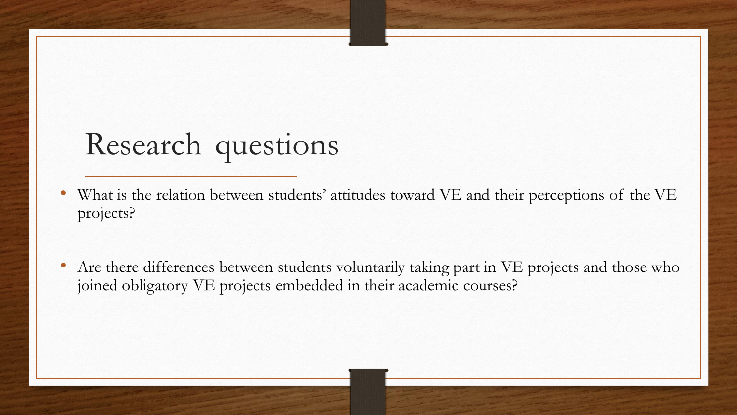# Research questions

- What is the relation between students' attitudes toward VE and their perceptions of the VE projects?
- Are there differences between students voluntarily taking part in VE projects and those who joined obligatory VE projects embedded in their academic courses?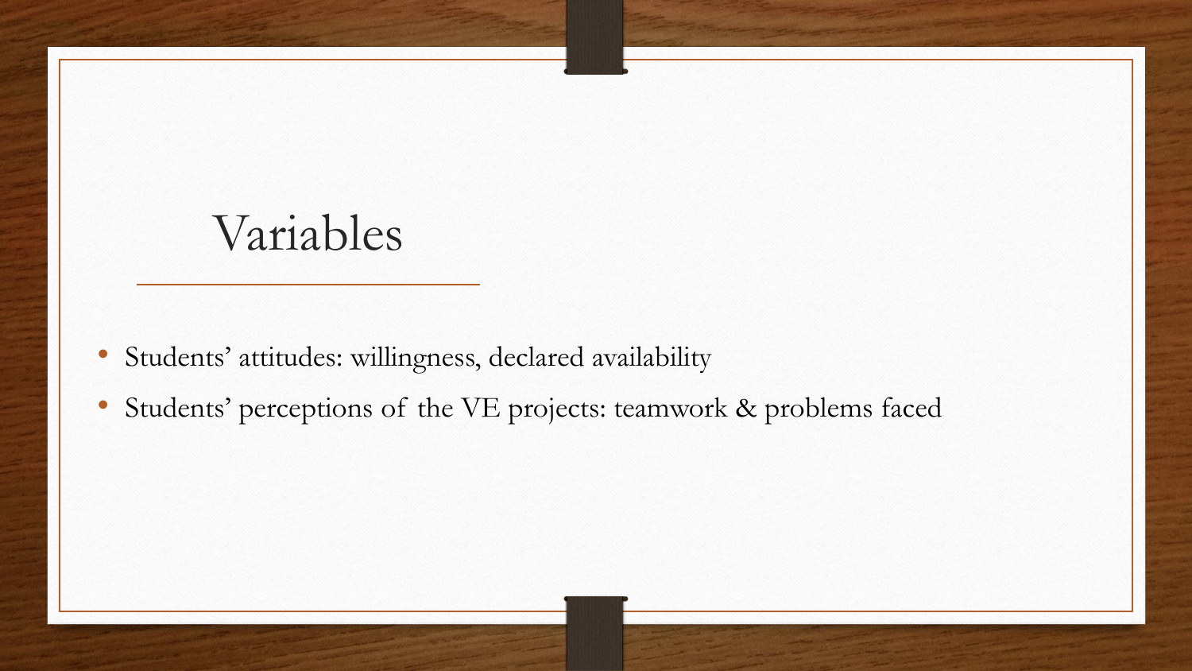# Variables

- Students' attitudes: willingness, declared availability
- Students' perceptions of the VE projects: teamwork & problems faced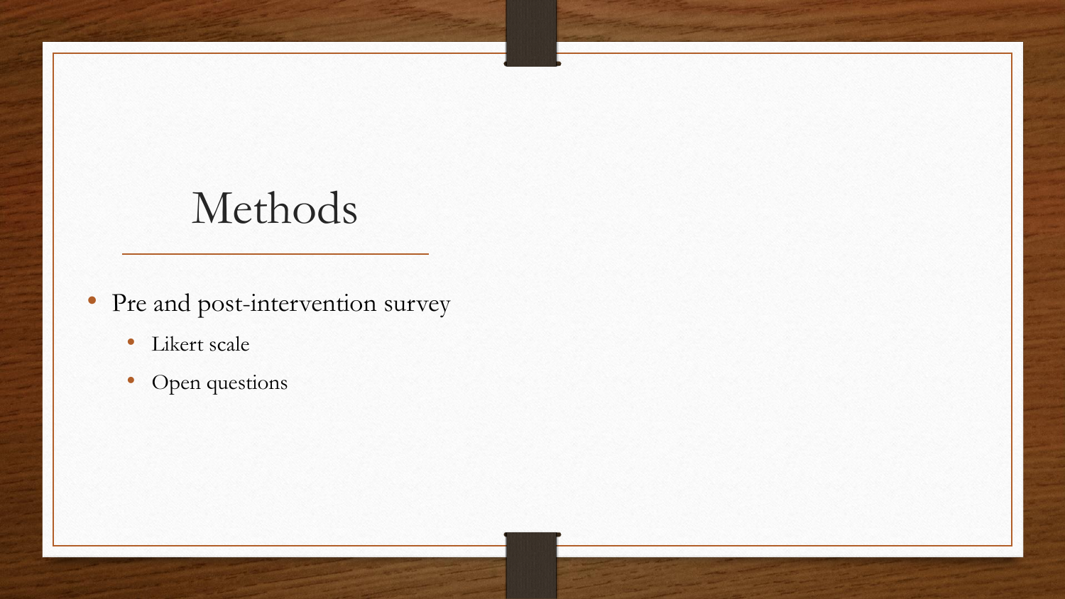# Methods

- Pre and post-intervention survey
  - Likert scale
  - Open questions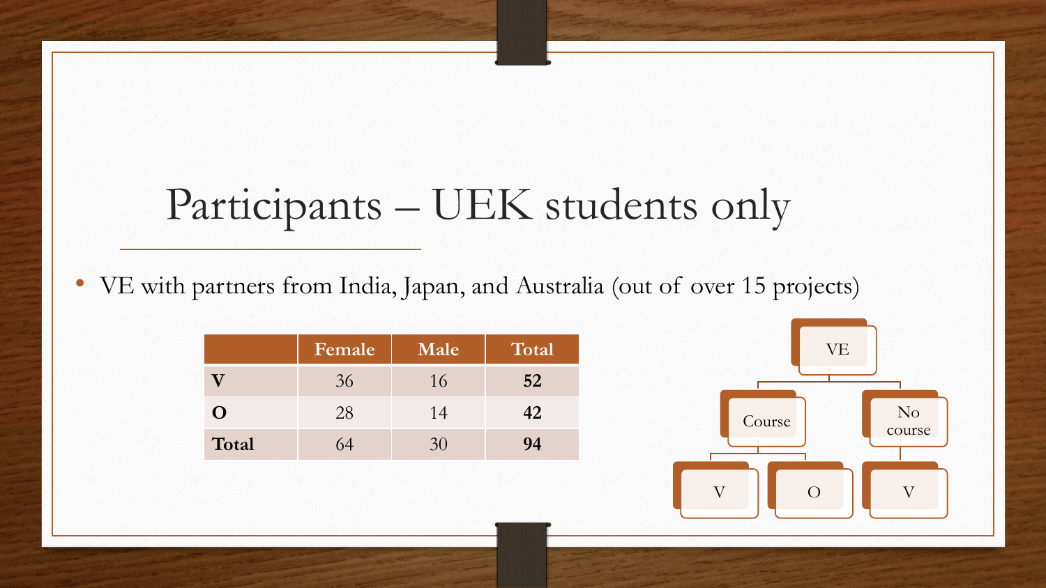# Participants – UEK students only

- VE with partners from India, Japan, and Australia (out of over 15 projects)

| | Female | Male | Total |
|---|---|---|---|
| **V** | 36 | 16 | **52** |
| **O** | 28 | 14 | **42** |
| **Total** | 64 | 30 | **94** |

- VE
  - Course
    - V
    - O
  - No course
    - V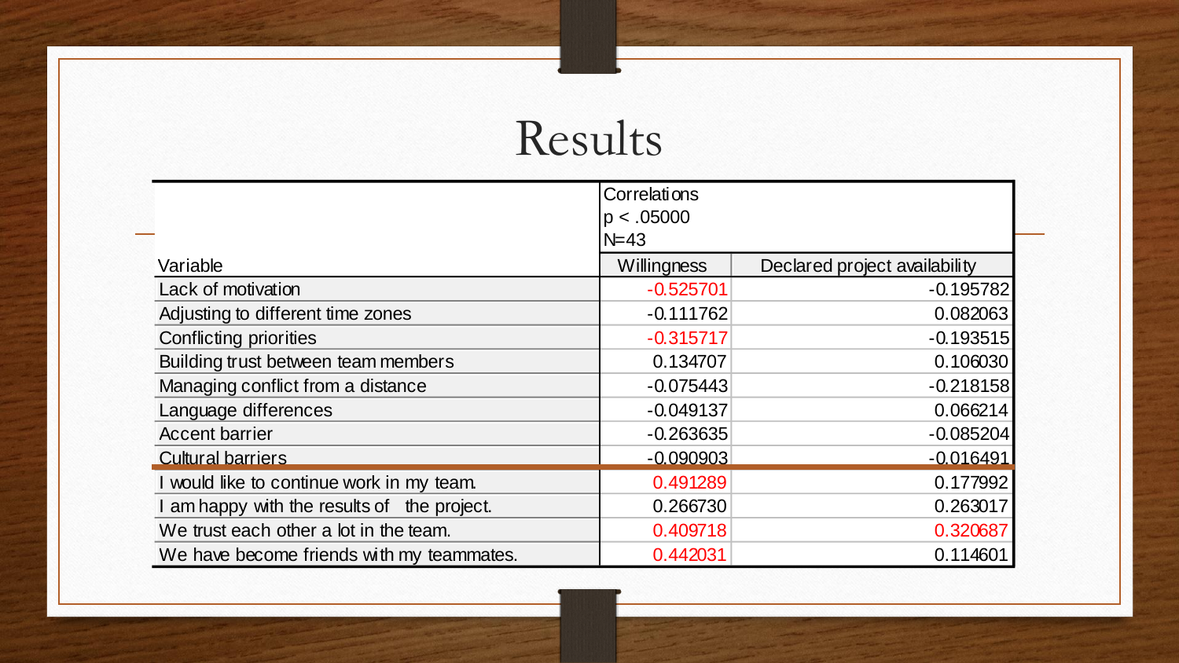# Results

| Variable | Correlations $p < .05000$ N=43 | |
|---|---|---|
| | Willingness | Declared project availability |
| Lack of motivation | -0.525701 | -0.195782 |
| Adjusting to different time zones | -0.111762 | 0.082063 |
| Conflicting priorities | -0.315717 | -0.193515 |
| Building trust between team members | 0.134707 | 0.106030 |
| Managing conflict from a distance | -0.075443 | -0.218158 |
| Language differences | -0.049137 | 0.066214 |
| Accent barrier | -0.263635 | -0.085204 |
| Cultural barriers | -0.090903 | -0.016491 |
| I would like to continue work in my team. | 0.491289 | 0.177992 |
| I am happy with the results of the project. | 0.266730 | 0.263017 |
| We trust each other a lot in the team. | 0.409718 | 0.320687 |
| We have become friends with my teammates. | 0.442031 | 0.114601 |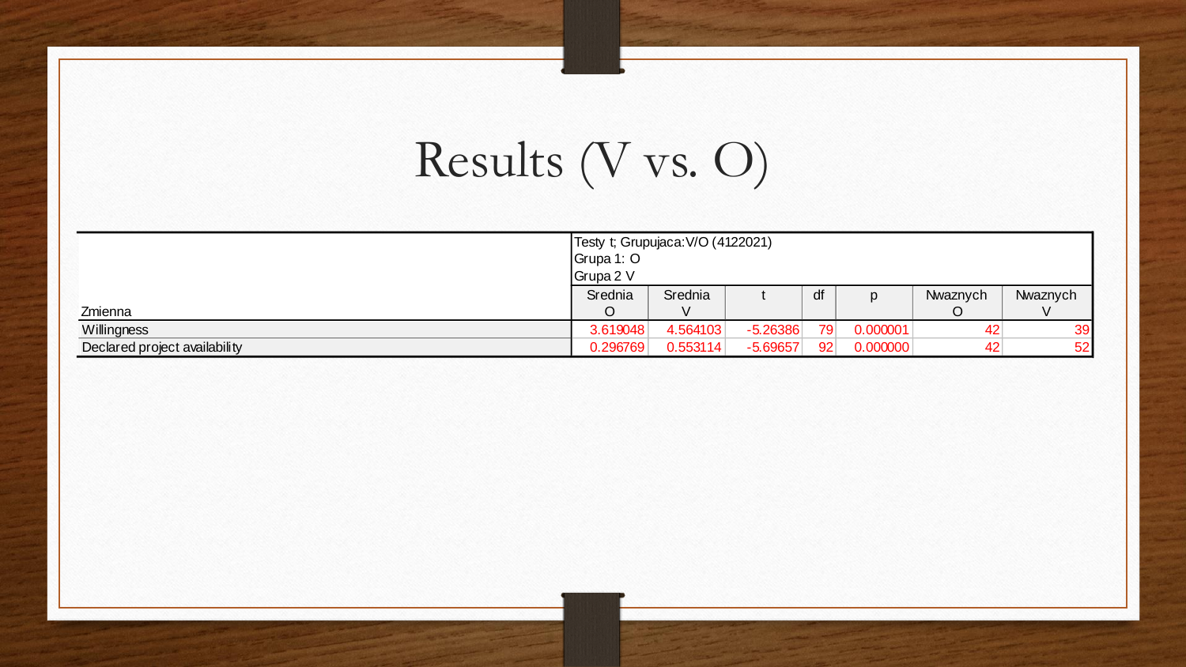# Results (V vs. O)

| Zmienna | Testy t; Grupujaca:V/O (4122021) Grupa 1: O Grupa 2 V | | | | | | |
|---|---|---|---|---|---|---|---|
| | Srednia O | Srednia V | t | df | p | Nwaznych O | Nwaznych V |
| Willingness | 3.619048 | 4.564103 | -5.26386 | 79 | 0.000001 | 42 | 39 |
| Declared project availability | 0.296769 | 0.553114 | -5.69657 | 92 | 0.000000 | 42 | 52 |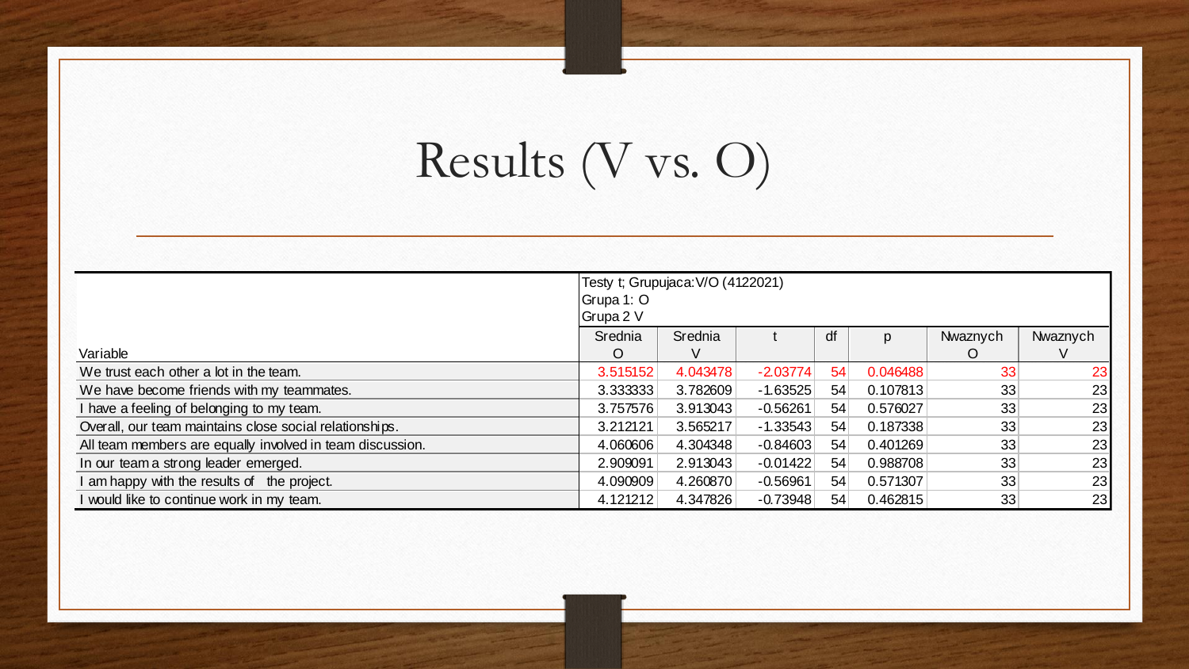# Results (V vs. O)

| Variable | Testy t; Grupujaca:V/O (4122021) Grupa 1: O Grupa 2 V | | | | | | |
|---|---|---|---|---|---|---|---|
| | Srednia O | Srednia V | t | df | p | Nwaznych O | Nwaznych V |
| We trust each other a lot in the team. | 3.515152 | 4.043478 | -2.03774 | 54 | 0.046488 | 33 | 23 |
| We have become friends with my teammates. | 3.333333 | 3.782609 | -1.63525 | 54 | 0.107813 | 33 | 23 |
| I have a feeling of belonging to my team. | 3.757576 | 3.913043 | -0.56261 | 54 | 0.576027 | 33 | 23 |
| Overall, our team maintains close social relationships. | 3.212121 | 3.565217 | -1.33543 | 54 | 0.187338 | 33 | 23 |
| All team members are equally involved in team discussion. | 4.060606 | 4.304348 | -0.84603 | 54 | 0.401269 | 33 | 23 |
| In our team a strong leader emerged. | 2.909091 | 2.913043 | -0.01422 | 54 | 0.988708 | 33 | 23 |
| I am happy with the results of the project. | 4.090909 | 4.260870 | -0.56961 | 54 | 0.571307 | 33 | 23 |
| I would like to continue work in my team. | 4.121212 | 4.347826 | -0.73948 | 54 | 0.462815 | 33 | 23 |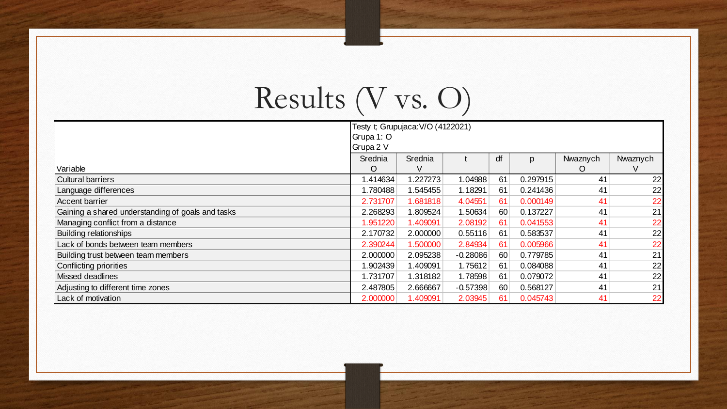# Results (V vs. O)

| Variable | Testy t; Grupujaca:V/O (4122021) Grupa 1: O Grupa 2 V | | | | | | |
|---|---|---|---|---|---|---|---|
| | Srednia O | Srednia V | t | df | p | Nwaznych O | Nwaznych V |
| Cultural barriers | 1.414634 | 1.227273 | 1.04988 | 61 | 0.297915 | 41 | 22 |
| Language differences | 1.780488 | 1.545455 | 1.18291 | 61 | 0.241436 | 41 | 22 |
| Accent barrier | 2.731707 | 1.681818 | 4.04551 | 61 | 0.000149 | 41 | 22 |
| Gaining a shared understanding of goals and tasks | 2.268293 | 1.809524 | 1.50634 | 60 | 0.137227 | 41 | 21 |
| Managing conflict from a distance | 1.951220 | 1.409091 | 2.08192 | 61 | 0.041553 | 41 | 22 |
| Building relationships | 2.170732 | 2.000000 | 0.55116 | 61 | 0.583537 | 41 | 22 |
| Lack of bonds between team members | 2.390244 | 1.500000 | 2.84934 | 61 | 0.005966 | 41 | 22 |
| Building trust between team members | 2.000000 | 2.095238 | -0.28086 | 60 | 0.779785 | 41 | 21 |
| Conflicting priorities | 1.902439 | 1.409091 | 1.75612 | 61 | 0.084088 | 41 | 22 |
| Missed deadlines | 1.731707 | 1.318182 | 1.78598 | 61 | 0.079072 | 41 | 22 |
| Adjusting to different time zones | 2.487805 | 2.666667 | -0.57398 | 60 | 0.568127 | 41 | 21 |
| Lack of motivation | 2.000000 | 1.409091 | 2.03945 | 61 | 0.045743 | 41 | 22 |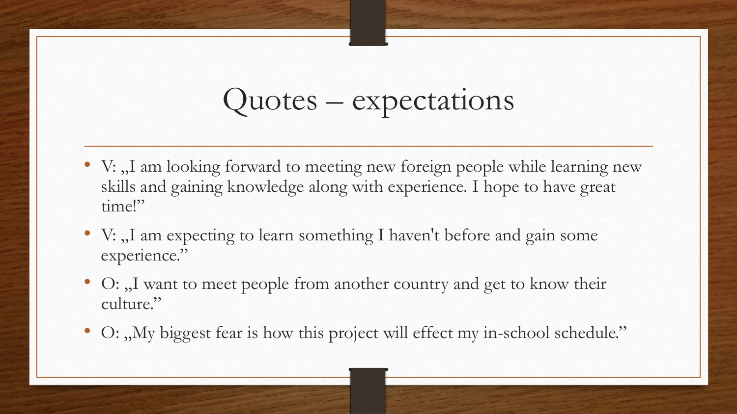# Quotes – expectations

- V: „I am looking forward to meeting new foreign people while learning new skills and gaining knowledge along with experience. I hope to have great time!"
- V: „I am expecting to learn something I haven't before and gain some experience."
- O: „I want to meet people from another country and get to know their culture."
- O: „My biggest fear is how this project will effect my in-school schedule."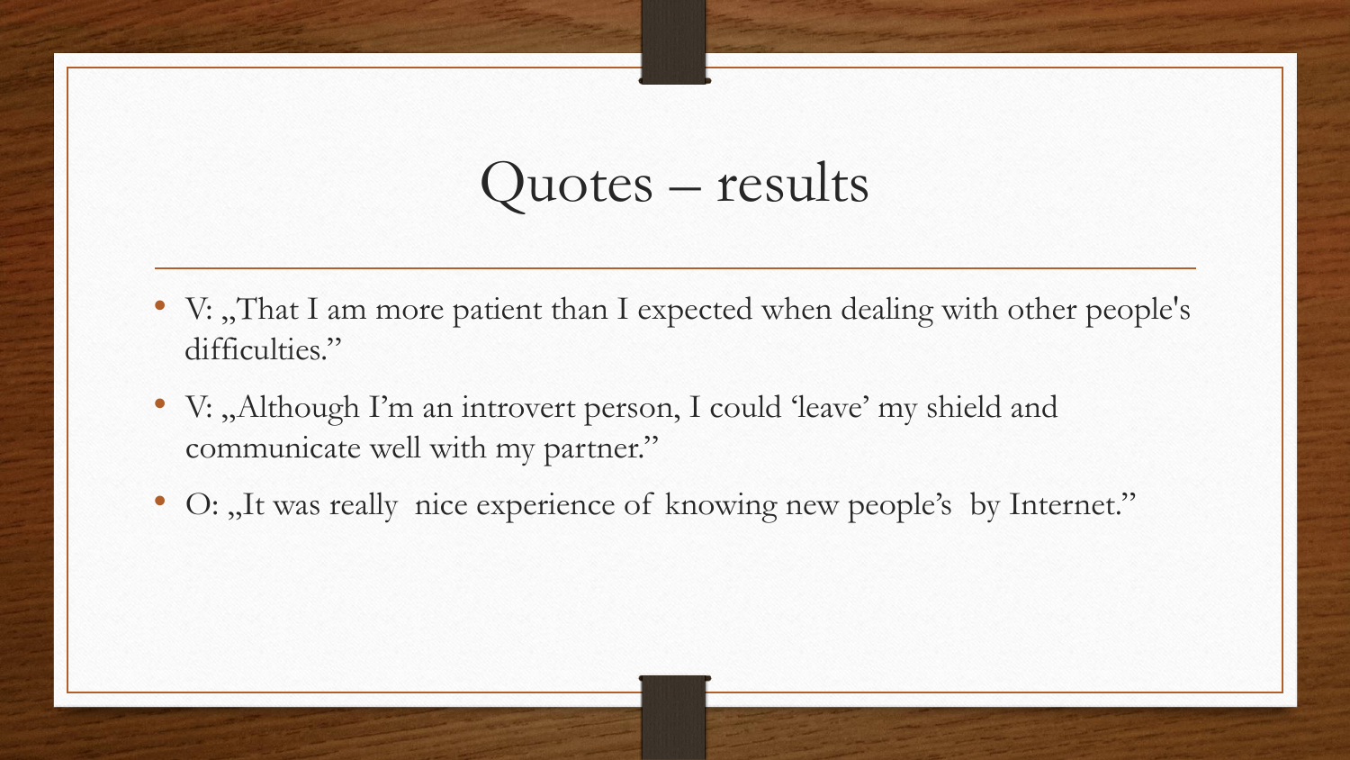# Quotes – results

- V: „That I am more patient than I expected when dealing with other people's difficulties."
- V: „Although I'm an introvert person, I could 'leave' my shield and communicate well with my partner."
- O: „It was really nice experience of knowing new people's by Internet."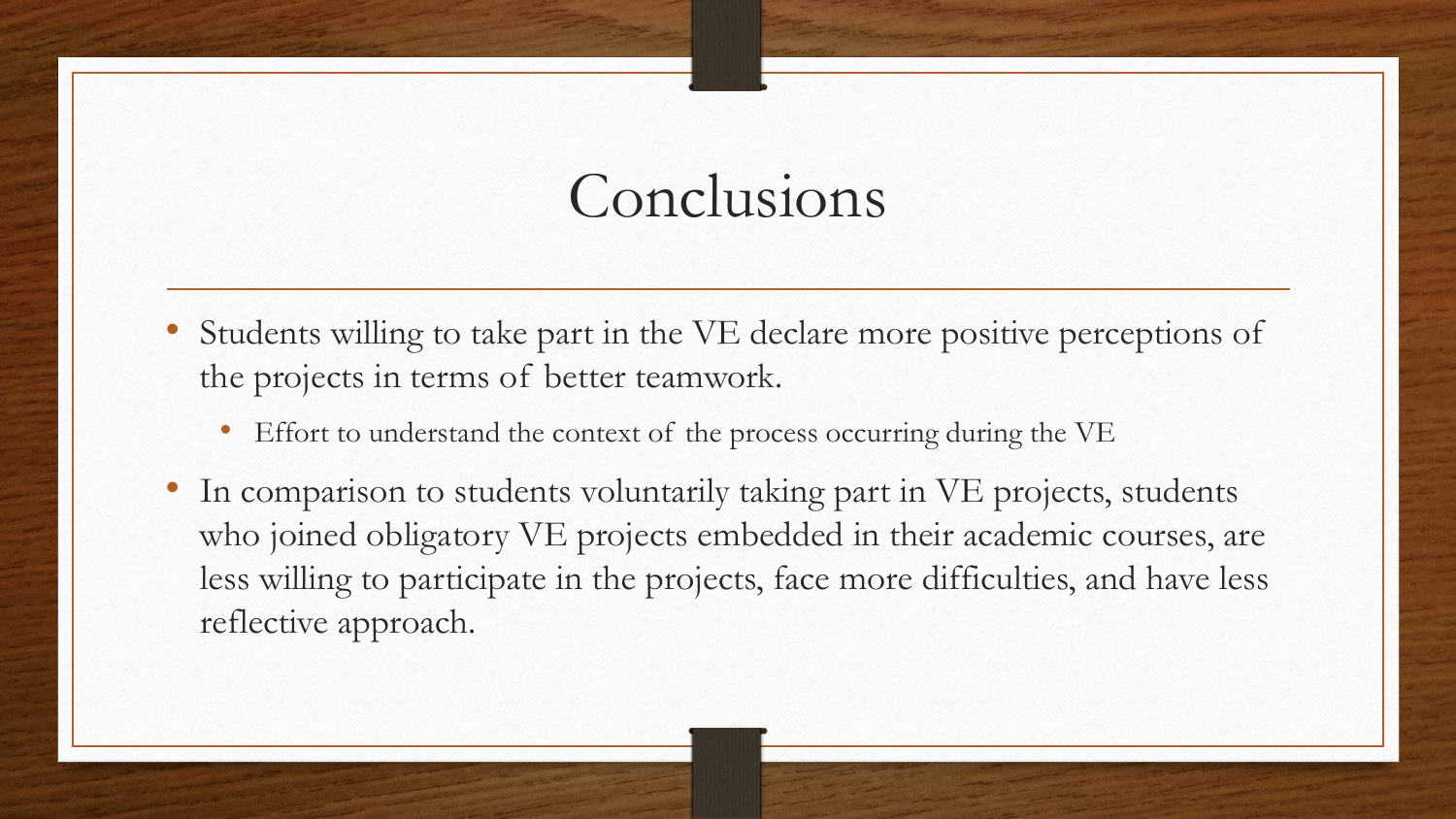# Conclusions

- Students willing to take part in the VE declare more positive perceptions of the projects in terms of better teamwork.
  - Effort to understand the context of the process occurring during the VE
- In comparison to students voluntarily taking part in VE projects, students who joined obligatory VE projects embedded in their academic courses, are less willing to participate in the projects, face more difficulties, and have less reflective approach.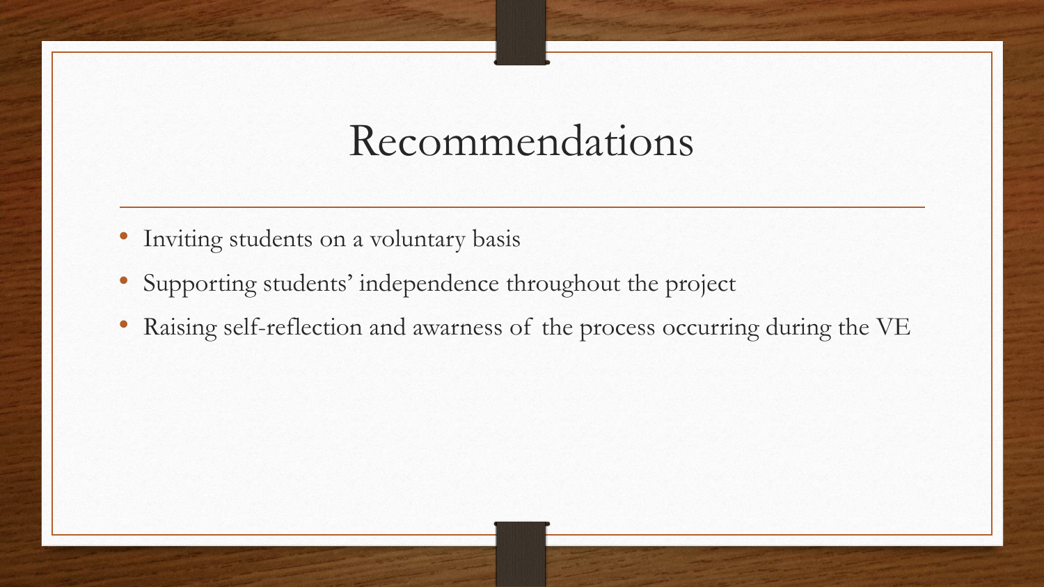# Recommendations

- Inviting students on a voluntary basis
- Supporting students' independence throughout the project
- Raising self-reflection and awarness of the process occurring during the VE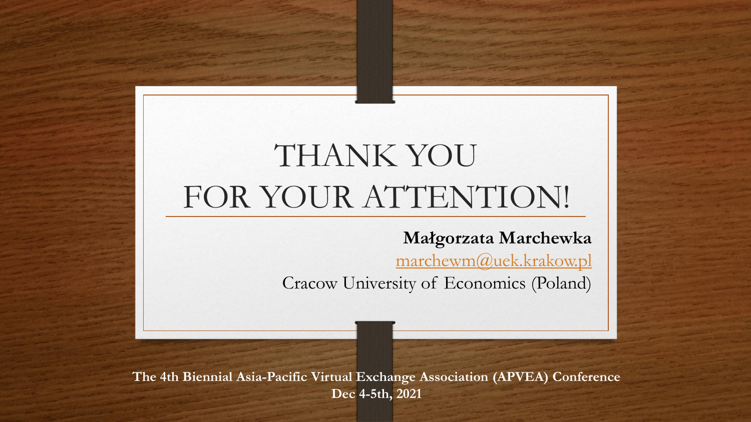# THANK YOU FOR YOUR ATTENTION!

**Małgorzata Marchewka**

marchewm@uek.krakow.pl

Cracow University of Economics (Poland)

**The 4th Biennial Asia-Pacific Virtual Exchange Association (APVEA) Conference**
**Dec 4-5th, 2021**